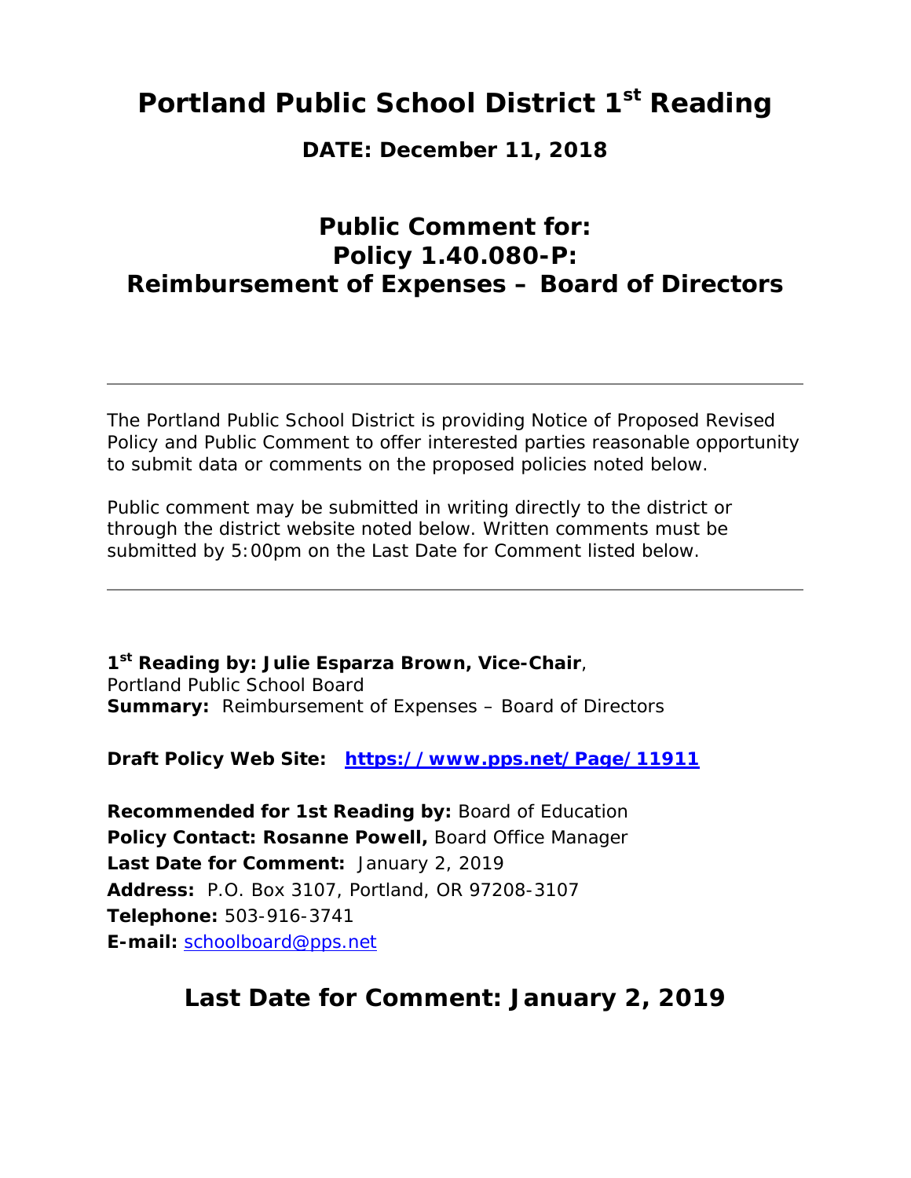# Portland Public School District 1st Reading

### DATE: December 11, 2018

## Public Comment for:
## Policy 1.40.080-P:
## Reimbursement of Expenses – Board of Directors

---

The Portland Public School District is providing Notice of Proposed Revised Policy and Public Comment to offer interested parties reasonable opportunity to submit data or comments on the proposed policies noted below.

Public comment may be submitted in writing directly to the district or through the district website noted below. Written comments must be submitted by 5:00pm on the Last Date for Comment listed below.

---

**1st Reading by: Julie Esparza Brown, Vice-Chair**,
Portland Public School Board
**Summary:** Reimbursement of Expenses – Board of Directors

**Draft Policy Web Site:** **https://www.pps.net/Page/11911**

**Recommended for 1st Reading by:** Board of Education
**Policy Contact: Rosanne Powell,** Board Office Manager
**Last Date for Comment:** January 2, 2019
**Address:** P.O. Box 3107, Portland, OR 97208-3107
**Telephone:** 503-916-3741
**E-mail:** schoolboard@pps.net

## Last Date for Comment: January 2, 2019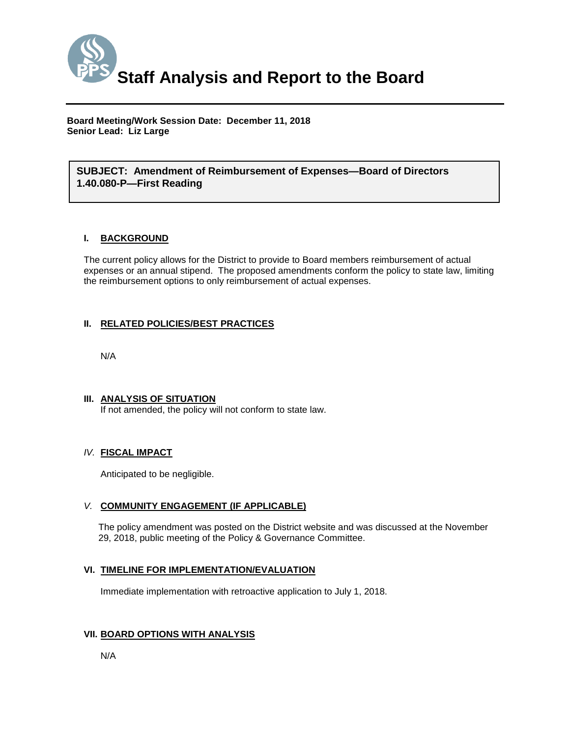# Staff Analysis and Report to the Board

**Board Meeting/Work Session Date: December 11, 2018**
**Senior Lead: Liz Large**

**SUBJECT: Amendment of Reimbursement of Expenses—Board of Directors 1.40.080-P—First Reading**

## I. BACKGROUND

The current policy allows for the District to provide to Board members reimbursement of actual expenses or an annual stipend. The proposed amendments conform the policy to state law, limiting the reimbursement options to only reimbursement of actual expenses.

## II. RELATED POLICIES/BEST PRACTICES

N/A

## III. ANALYSIS OF SITUATION

If not amended, the policy will not conform to state law.

## IV. FISCAL IMPACT

Anticipated to be negligible.

## V. COMMUNITY ENGAGEMENT (IF APPLICABLE)

The policy amendment was posted on the District website and was discussed at the November 29, 2018, public meeting of the Policy & Governance Committee.

## VI. TIMELINE FOR IMPLEMENTATION/EVALUATION

Immediate implementation with retroactive application to July 1, 2018.

## VII. BOARD OPTIONS WITH ANALYSIS

N/A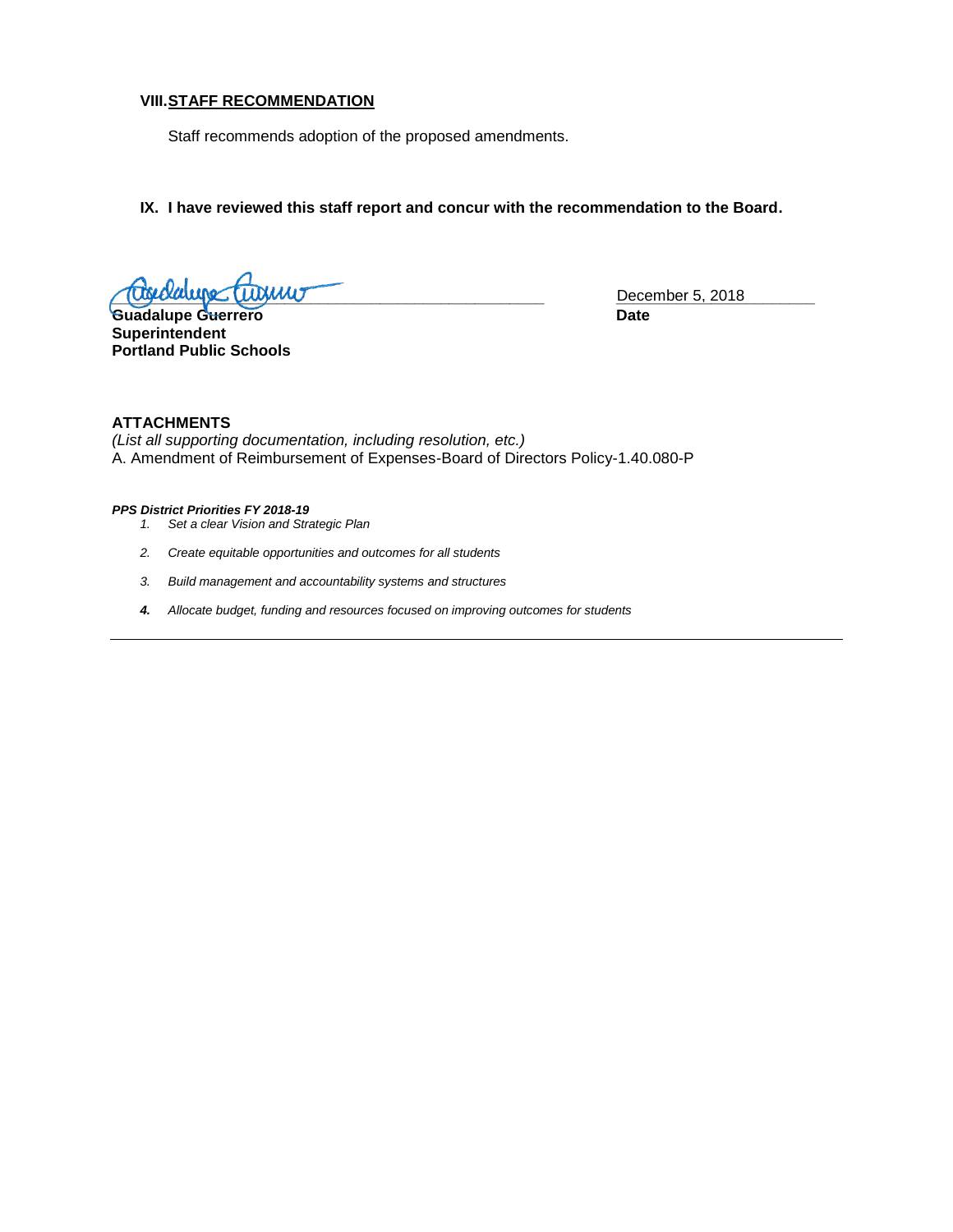### VIII. STAFF RECOMMENDATION

Staff recommends adoption of the proposed amendments.

### IX. I have reviewed this staff report and concur with the recommendation to the Board.

**Guadalupe Guerrero**
**Superintendent**
**Portland Public Schools**

December 5, 2018
**Date**

**ATTACHMENTS**
*(List all supporting documentation, including resolution, etc.)*
A. Amendment of Reimbursement of Expenses-Board of Directors Policy-1.40.080-P

***PPS District Priorities FY 2018-19***

1. *Set a clear Vision and Strategic Plan*
2. *Create equitable opportunities and outcomes for all students*
3. *Build management and accountability systems and structures*
4. ***Allocate budget, funding and resources focused on improving outcomes for students***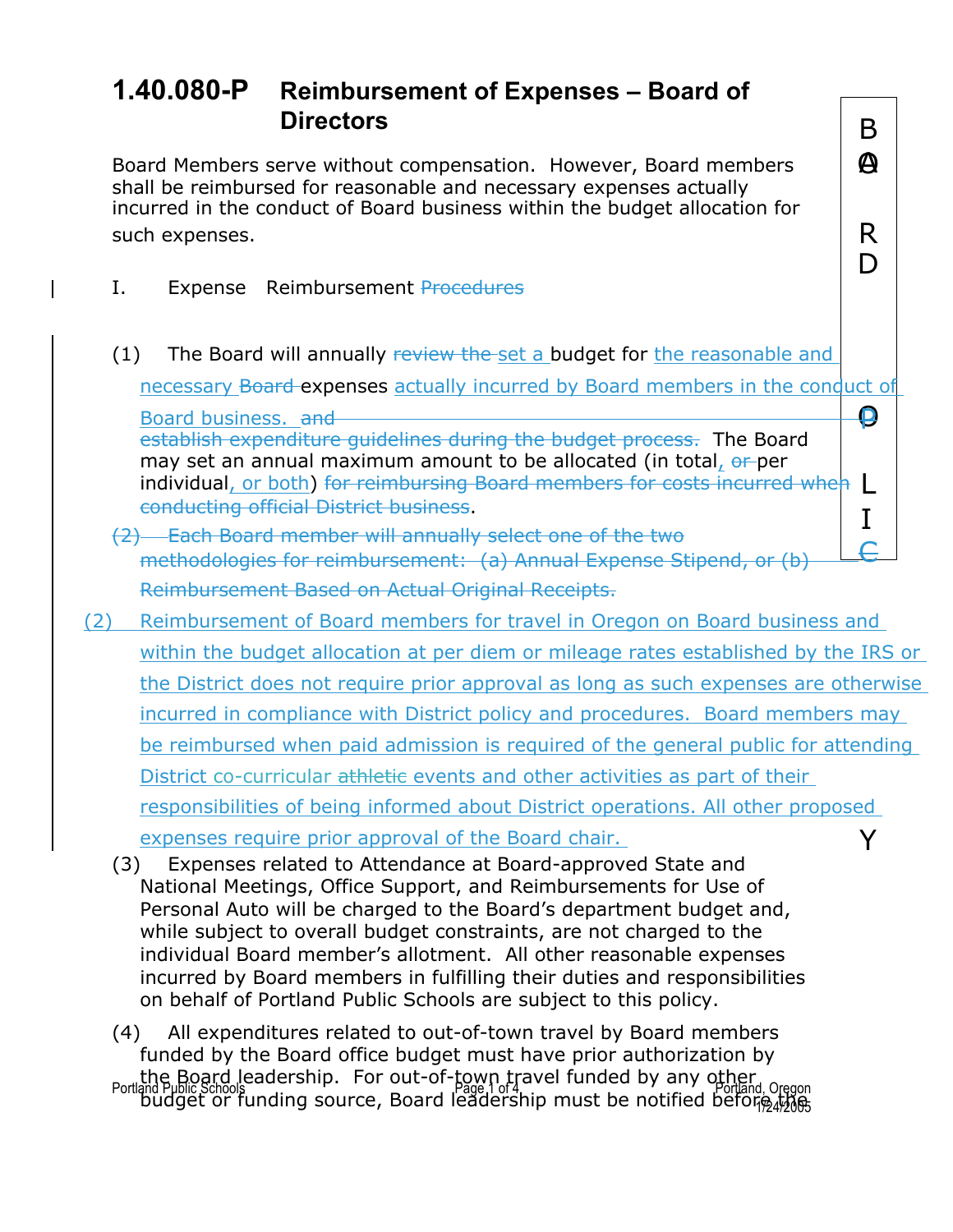# 1.40.080-P Reimbursement of Expenses – Board of Directors

Board Members serve without compensation. However, Board members shall be reimbursed for reasonable and necessary expenses actually incurred in the conduct of Board business within the budget allocation for such expenses.

I. Expense Reimbursement ~~Procedures~~

(1) The Board will annually ~~review the~~ set a budget for the reasonable and necessary ~~Board~~ expenses actually incurred by Board members in the conduct of Board business. ~~and establish expenditure guidelines during the budget process.~~ The Board may set an annual maximum amount to be allocated (in total, ~~or~~ per individual, or both) ~~for reimbursing Board members for costs incurred when conducting official District business~~.

~~(2) Each Board member will annually select one of the two methodologies for reimbursement: (a) Annual Expense Stipend, or (b) Reimbursement Based on Actual Original Receipts.~~

(2) Reimbursement of Board members for travel in Oregon on Board business and within the budget allocation at per diem or mileage rates established by the IRS or the District does not require prior approval as long as such expenses are otherwise incurred in compliance with District policy and procedures. Board members may be reimbursed when paid admission is required of the general public for attending District co-curricular ~~athletic~~ events and other activities as part of their responsibilities of being informed about District operations. All other proposed expenses require prior approval of the Board chair.

(3) Expenses related to Attendance at Board-approved State and National Meetings, Office Support, and Reimbursements for Use of Personal Auto will be charged to the Board's department budget and, while subject to overall budget constraints, are not charged to the individual Board member's allotment. All other reasonable expenses incurred by Board members in fulfilling their duties and responsibilities on behalf of Portland Public Schools are subject to this policy.

(4) All expenditures related to out-of-town travel by Board members funded by the Board office budget must have prior authorization by the Board leadership. For out-of-town travel funded by any other budget or funding source, Board leadership must be notified before the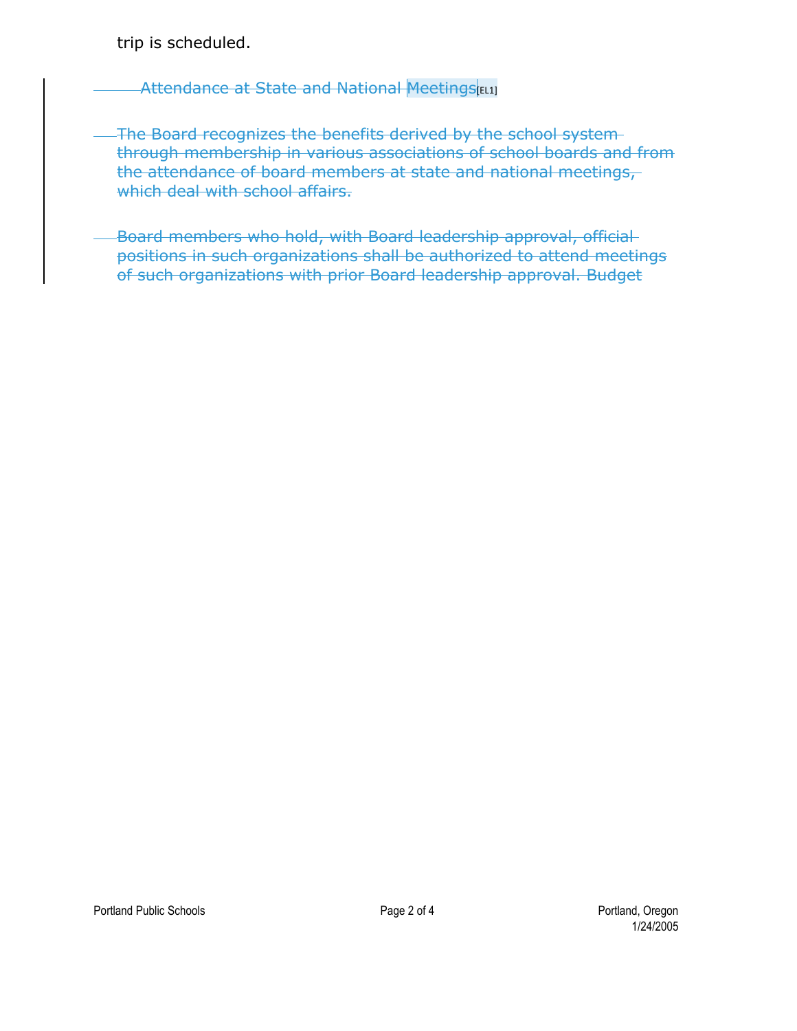trip is scheduled.

Attendance at State and National Meetings[EL1]

The Board recognizes the benefits derived by the school system through membership in various associations of school boards and from the attendance of board members at state and national meetings, which deal with school affairs.

Board members who hold, with Board leadership approval, official positions in such organizations shall be authorized to attend meetings of such organizations with prior Board leadership approval. Budget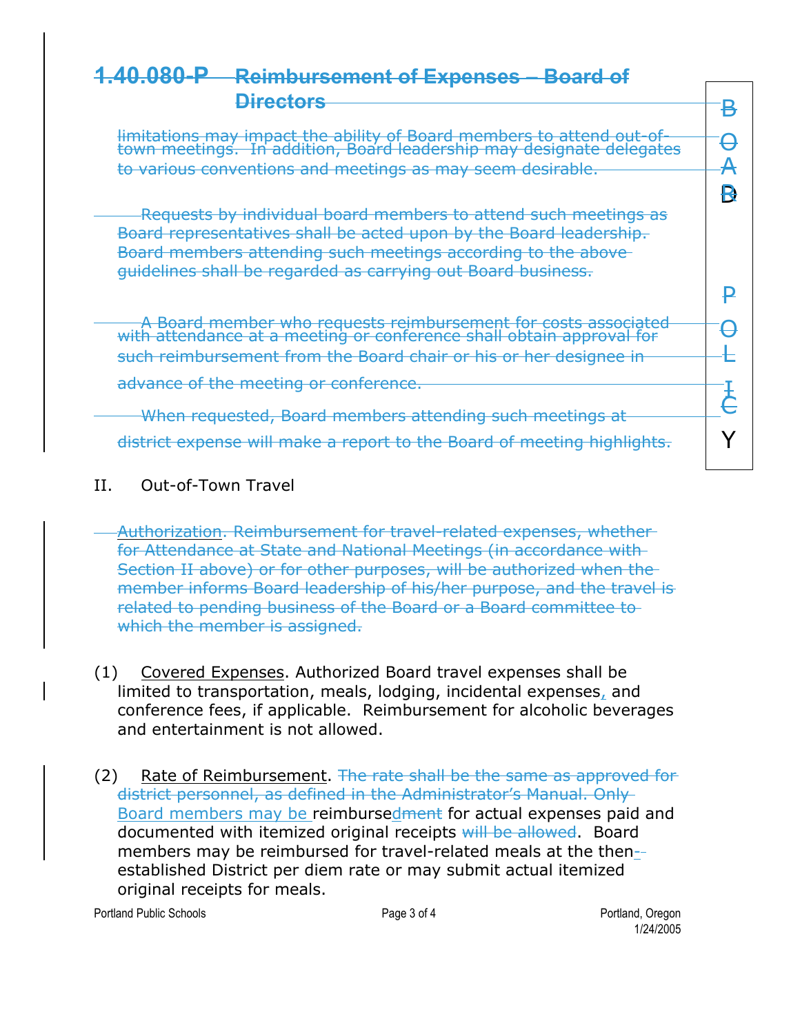# ~~1.40.080-P Reimbursement of Expenses – Board of Directors~~

~~limitations may impact the ability of Board members to attend out-of-town meetings. In addition, Board leadership may designate delegates to various conventions and meetings as may seem desirable.~~

~~Requests by individual board members to attend such meetings as Board representatives shall be acted upon by the Board leadership. Board members attending such meetings according to the above guidelines shall be regarded as carrying out Board business.~~

~~A Board member who requests reimbursement for costs associated with attendance at a meeting or conference shall obtain approval for such reimbursement from the Board chair or his or her designee in advance of the meeting or conference.~~

~~When requested, Board members attending such meetings at district expense will make a report to the Board of meeting highlights.~~

II. Out-of-Town Travel

~~Authorization. Reimbursement for travel-related expenses, whether for Attendance at State and National Meetings (in accordance with Section II above) or for other purposes, will be authorized when the member informs Board leadership of his/her purpose, and the travel is related to pending business of the Board or a Board committee to which the member is assigned.~~

(1) Covered Expenses. Authorized Board travel expenses shall be limited to transportation, meals, lodging, incidental expenses, and conference fees, if applicable. Reimbursement for alcoholic beverages and entertainment is not allowed.

(2) Rate of Reimbursement. ~~The rate shall be the same as approved for district personnel, as defined in the Administrator's Manual. Only~~ Board members may be reimbursed~~ment~~ for actual expenses paid and documented with itemized original receipts ~~will be allowed~~. Board members may be reimbursed for travel-related meals at the then-established District per diem rate or may submit actual itemized original receipts for meals.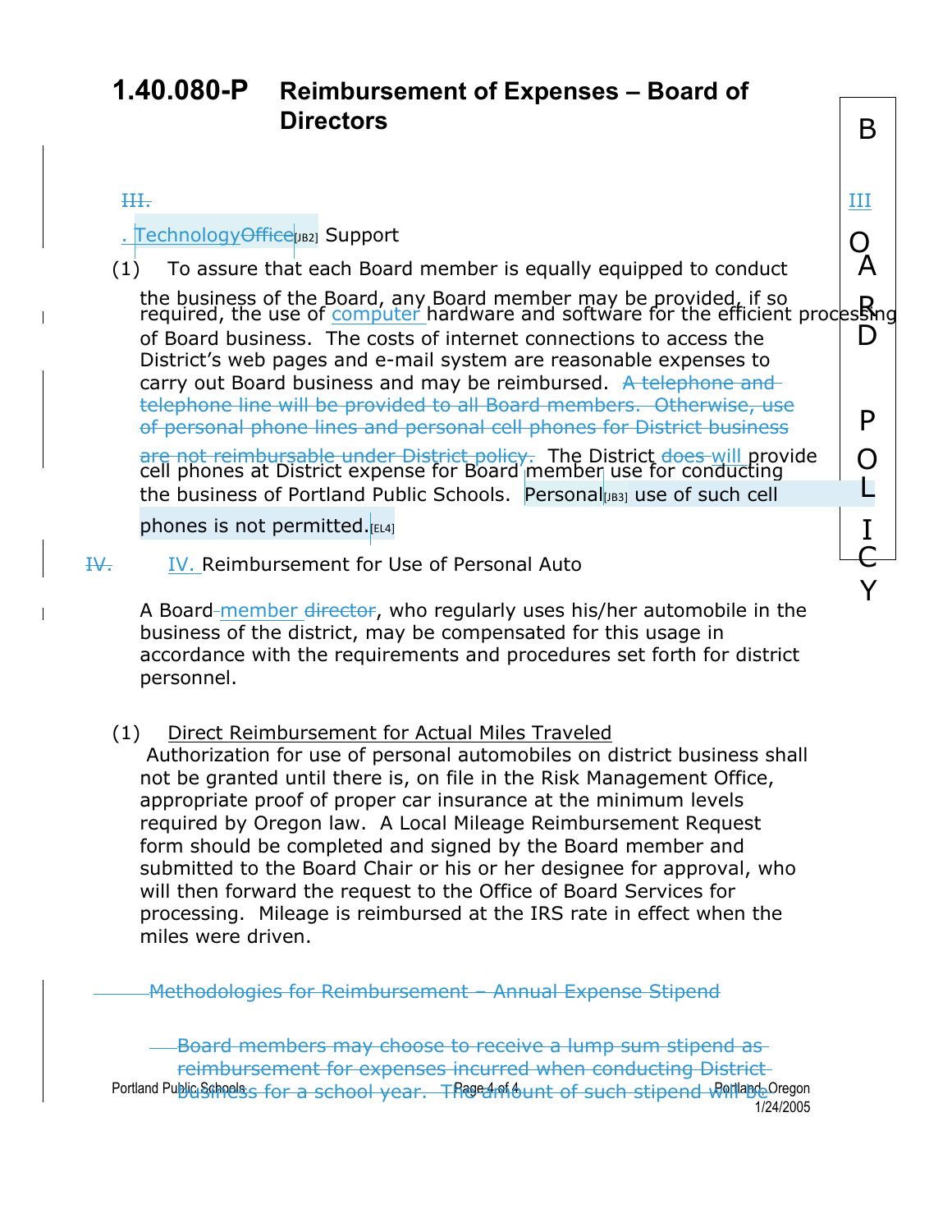# 1.40.080-P Reimbursement of Expenses – Board of Directors

III.

III. Technology Office[JB2] Support

(1) To assure that each Board member is equally equipped to conduct the business of the Board, any Board member may be provided, if so required, the use of computer hardware and software for the efficient processing of Board business. The costs of internet connections to access the District's web pages and e-mail system are reasonable expenses to carry out Board business and may be reimbursed. ~~A telephone and telephone line will be provided to all Board members. Otherwise, use of personal phone lines and personal cell phones for District business are not reimbursable under District policy.~~ The District ~~does~~ will provide cell phones at District expense for Board member use for conducting the business of Portland Public Schools. Personal[JB3] use of such cell phones is not permitted.[EL4]

~~IV.~~ IV. Reimbursement for Use of Personal Auto

A Board member ~~director~~, who regularly uses his/her automobile in the business of the district, may be compensated for this usage in accordance with the requirements and procedures set forth for district personnel.

(1) <u>Direct Reimbursement for Actual Miles Traveled</u>
Authorization for use of personal automobiles on district business shall not be granted until there is, on file in the Risk Management Office, appropriate proof of proper car insurance at the minimum levels required by Oregon law. A Local Mileage Reimbursement Request form should be completed and signed by the Board member and submitted to the Board Chair or his or her designee for approval, who will then forward the request to the Office of Board Services for processing. Mileage is reimbursed at the IRS rate in effect when the miles were driven.

~~Methodologies for Reimbursement – Annual Expense Stipend~~

~~Board members may choose to receive a lump sum stipend as reimbursement for expenses incurred when conducting District business for a school year. The amount of such stipend will be~~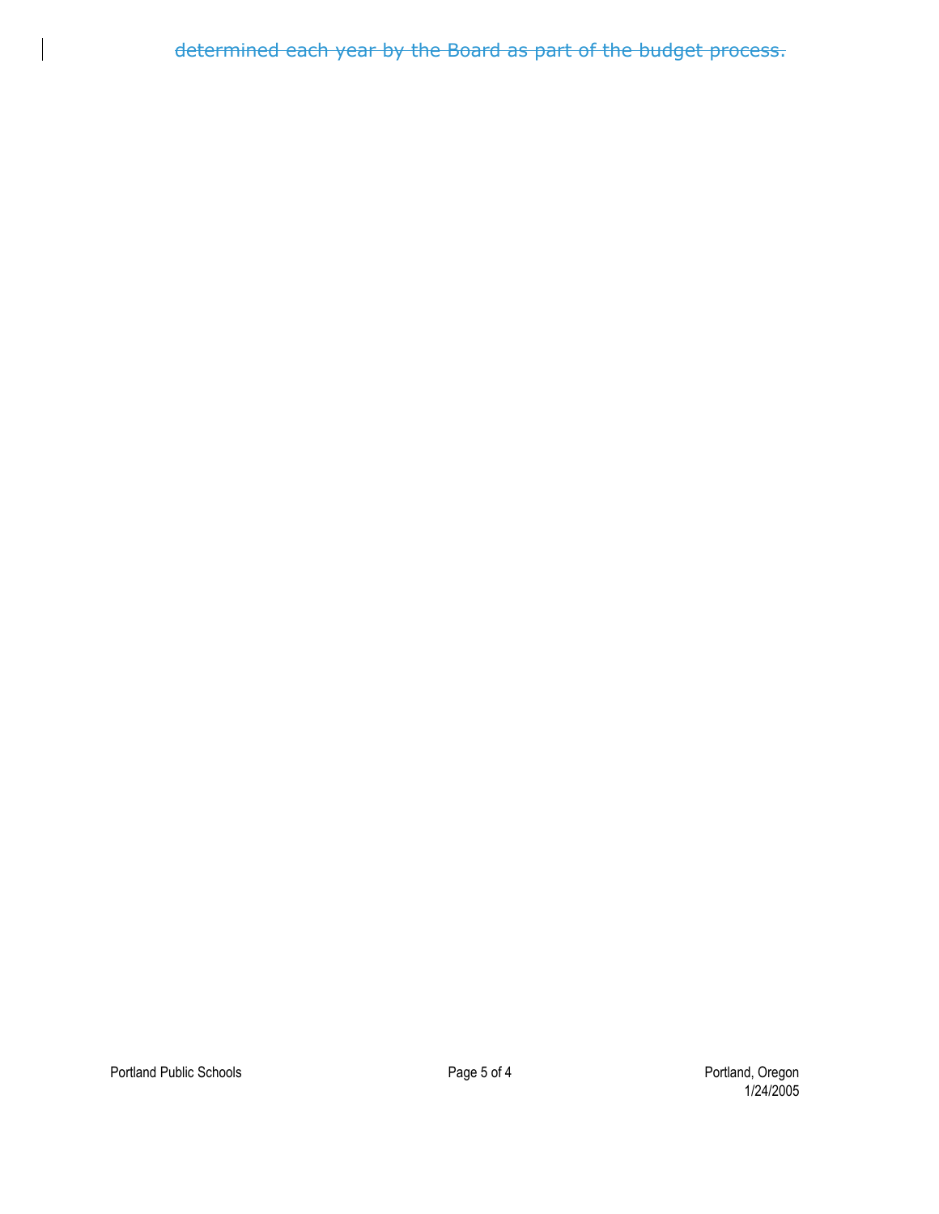~~determined each year by the Board as part of the budget process.~~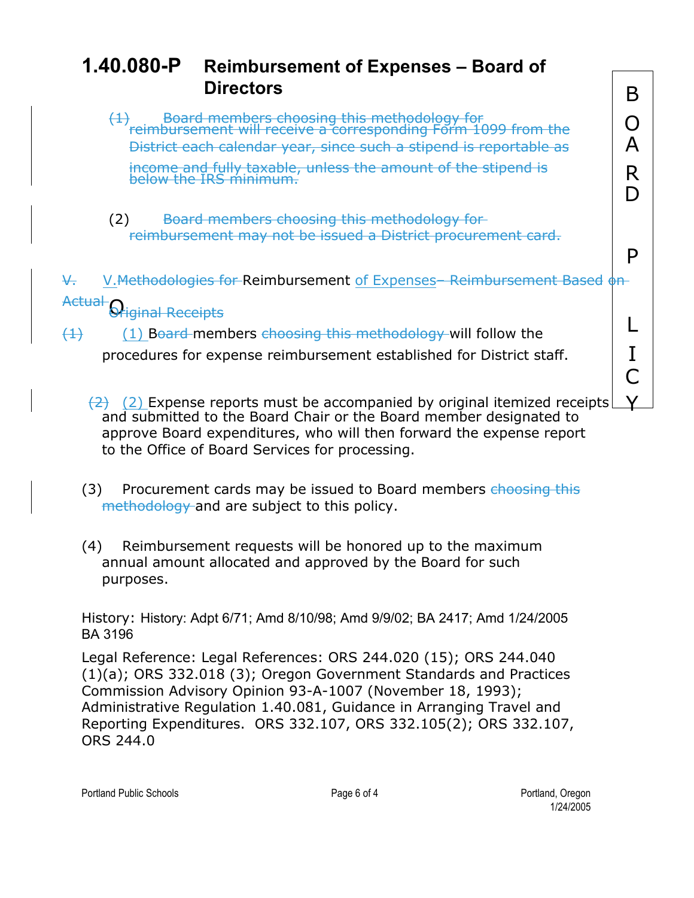# 1.40.080-P Reimbursement of Expenses – Board of Directors

(1) Board members choosing this methodology for reimbursement will receive a corresponding Form 1099 from the District each calendar year, since such a stipend is reportable as income and fully taxable, unless the amount of the stipend is below the IRS minimum.

(2) Board members choosing this methodology for reimbursement may not be issued a District procurement card.

## V. V.Methodologies for Reimbursement of Expenses– Reimbursement Based on Actual Original Receipts

(1) (1) Board members choosing this methodology will follow the procedures for expense reimbursement established for District staff.

(2) (2) Expense reports must be accompanied by original itemized receipts and submitted to the Board Chair or the Board member designated to approve Board expenditures, who will then forward the expense report to the Office of Board Services for processing.

(3) Procurement cards may be issued to Board members choosing this methodology and are subject to this policy.

(4) Reimbursement requests will be honored up to the maximum annual amount allocated and approved by the Board for such purposes.

History: History: Adpt 6/71; Amd 8/10/98; Amd 9/9/02; BA 2417; Amd 1/24/2005 BA 3196

Legal Reference: Legal References: ORS 244.020 (15); ORS 244.040 (1)(a); ORS 332.018 (3); Oregon Government Standards and Practices Commission Advisory Opinion 93-A-1007 (November 18, 1993); Administrative Regulation 1.40.081, Guidance in Arranging Travel and Reporting Expenditures. ORS 332.107, ORS 332.105(2); ORS 332.107, ORS 244.0